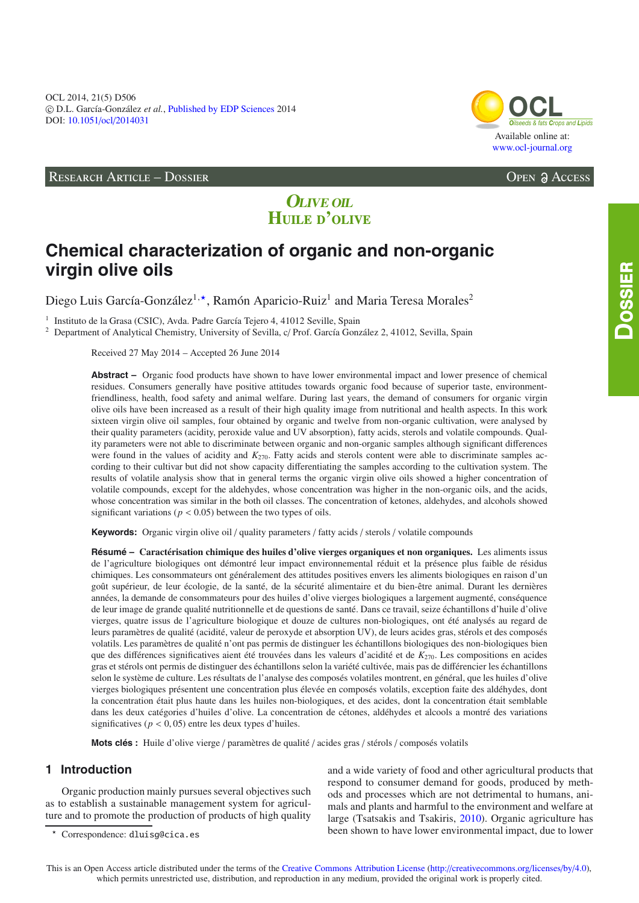OCL 2014, 21(5) D506
© D.L. García-González *et al.*, Published by EDP Sciences 2014
DOI: 10.1051/ocl/2014031

Available online at:
www.ocl-journal.org

Research Article – Dossier

Open Access

Olive oil
Huile d'olive

# Chemical characterization of organic and non-organic virgin olive oils

Diego Luis García-González[1,⋆], Ramón Aparicio-Ruiz[1] and Maria Teresa Morales[2]

[1] Instituto de la Grasa (CSIC), Avda. Padre García Tejero 4, 41012 Seville, Spain
[2] Department of Analytical Chemistry, University of Sevilla, c/ Prof. García González 2, 41012, Sevilla, Spain

Received 27 May 2014 – Accepted 26 June 2014

**Abstract –** Organic food products have shown to have lower environmental impact and lower presence of chemical residues. Consumers generally have positive attitudes towards organic food because of superior taste, environment-friendliness, health, food safety and animal welfare. During last years, the demand of consumers for organic virgin olive oils have been increased as a result of their high quality image from nutritional and health aspects. In this work sixteen virgin olive oil samples, four obtained by organic and twelve from non-organic cultivation, were analysed by their quality parameters (acidity, peroxide value and UV absorption), fatty acids, sterols and volatile compounds. Quality parameters were not able to discriminate between organic and non-organic samples although significant differences were found in the values of acidity and $K_{270}$. Fatty acids and sterols content were able to discriminate samples according to their cultivar but did not show capacity differentiating the samples according to the cultivation system. The results of volatile analysis show that in general terms the organic virgin olive oils showed a higher concentration of volatile compounds, except for the aldehydes, whose concentration was higher in the non-organic oils, and the acids, whose concentration was similar in the both oil classes. The concentration of ketones, aldehydes, and alcohols showed significant variations ($p < 0.05$) between the two types of oils.

**Keywords:** Organic virgin olive oil / quality parameters / fatty acids / sterols / volatile compounds

**Résumé – Caractérisation chimique des huiles d'olive vierges organiques et non organiques.** Les aliments issus de l'agriculture biologiques ont démontré leur impact environnemental réduit et la présence plus faible de résidus chimiques. Les consommateurs ont généralement des attitudes positives envers les aliments biologiques en raison d'un goût supérieur, de leur écologie, de la santé, de la sécurité alimentaire et du bien-être animal. Durant les dernières années, la demande de consommateurs pour des huiles d'olive vierges biologiques a largement augmenté, conséquence de leur image de grande qualité nutritionnelle et de questions de santé. Dans ce travail, seize échantillons d'huile d'olive vierges, quatre issus de l'agriculture biologique et douze de cultures non-biologiques, ont été analysés au regard de leurs paramètres de qualité (acidité, valeur de peroxyde et absorption UV), de leurs acides gras, stérols et des composés volatils. Les paramètres de qualité n'ont pas permis de distinguer les échantillons biologiques des non-biologiques bien que des différences significatives aient été trouvées dans les valeurs d'acidité et de $K_{270}$. Les compositions en acides gras et stérols ont permis de distinguer des échantillons selon la variété cultivée, mais pas de différencier les échantillons selon le système de culture. Les résultats de l'analyse des composés volatiles montrent, en général, que les huiles d'olive vierges biologiques présentent une concentration plus élevée en composés volatils, exception faite des aldéhydes, dont la concentration était plus haute dans les huiles non-biologiques, et des acides, dont la concentration était semblable dans les deux catégories d'huiles d'olive. La concentration de cétones, aldéhydes et alcools a montré des variations significatives ($p < 0,05$) entre les deux types d'huiles.

**Mots clés :** Huile d'olive vierge / paramètres de qualité / acides gras / stérols / composés volatils

## 1 Introduction

Organic production mainly pursues several objectives such as to establish a sustainable management system for agriculture and to promote the production of products of high quality and a wide variety of food and other agricultural products that respond to consumer demand for goods, produced by methods and processes which are not detrimental to humans, animals and plants and harmful to the environment and welfare at large (Tsatsakis and Tsakiris, 2010). Organic agriculture has been shown to have lower environmental impact, due to lower

⋆ Correspondence: dluisg@cica.es

This is an Open Access article distributed under the terms of the Creative Commons Attribution License (http://creativecommons.org/licenses/by/4.0), which permits unrestricted use, distribution, and reproduction in any medium, provided the original work is properly cited.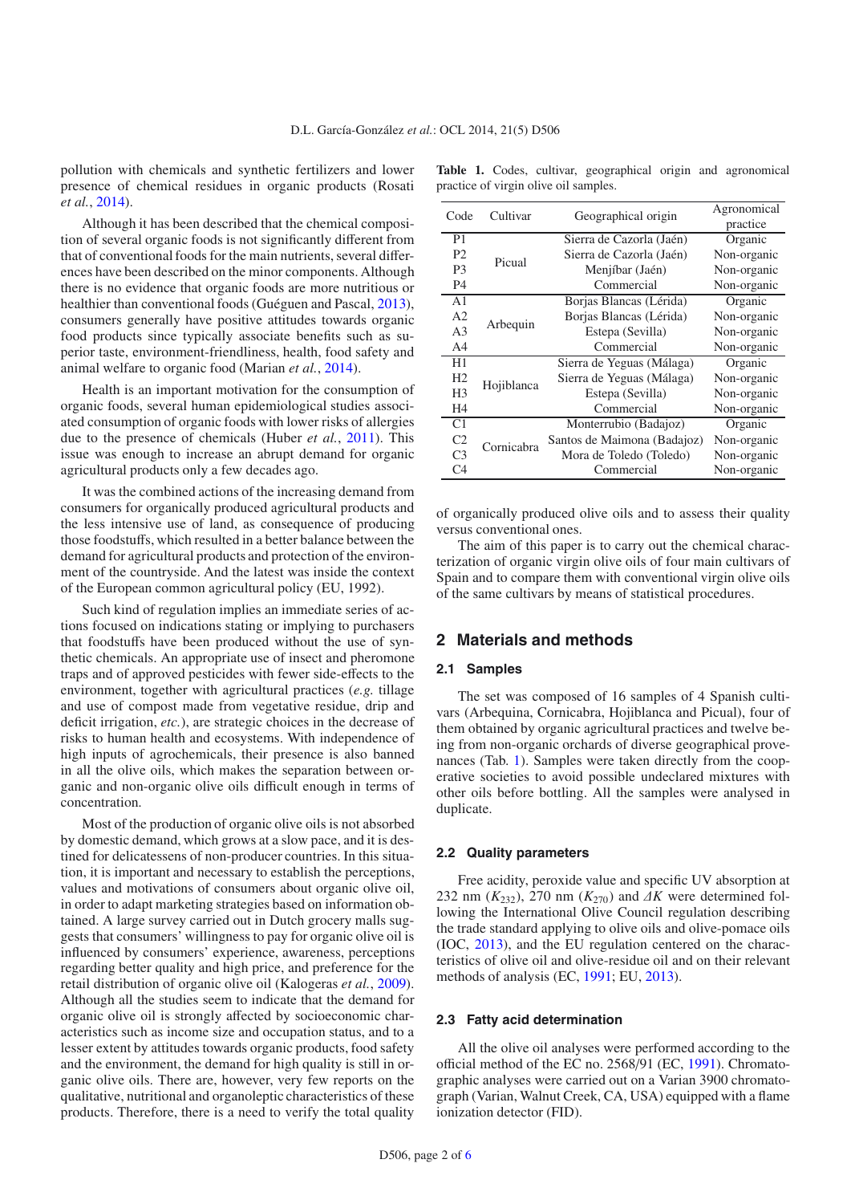pollution with chemicals and synthetic fertilizers and lower presence of chemical residues in organic products (Rosati *et al.*, 2014).

Although it has been described that the chemical composition of several organic foods is not significantly different from that of conventional foods for the main nutrients, several differences have been described on the minor components. Although there is no evidence that organic foods are more nutritious or healthier than conventional foods (Guéguen and Pascal, 2013), consumers generally have positive attitudes towards organic food products since typically associate benefits such as superior taste, environment-friendliness, health, food safety and animal welfare to organic food (Marian *et al.*, 2014).

Health is an important motivation for the consumption of organic foods, several human epidemiological studies associated consumption of organic foods with lower risks of allergies due to the presence of chemicals (Huber *et al.*, 2011). This issue was enough to increase an abrupt demand for organic agricultural products only a few decades ago.

It was the combined actions of the increasing demand from consumers for organically produced agricultural products and the less intensive use of land, as consequence of producing those foodstuffs, which resulted in a better balance between the demand for agricultural products and protection of the environment of the countryside. And the latest was inside the context of the European common agricultural policy (EU, 1992).

Such kind of regulation implies an immediate series of actions focused on indications stating or implying to purchasers that foodstuffs have been produced without the use of synthetic chemicals. An appropriate use of insect and pheromone traps and of approved pesticides with fewer side-effects to the environment, together with agricultural practices (*e.g.* tillage and use of compost made from vegetative residue, drip and deficit irrigation, *etc.*), are strategic choices in the decrease of risks to human health and ecosystems. With independence of high inputs of agrochemicals, their presence is also banned in all the olive oils, which makes the separation between organic and non-organic olive oils difficult enough in terms of concentration.

Most of the production of organic olive oils is not absorbed by domestic demand, which grows at a slow pace, and it is destined for delicatessens of non-producer countries. In this situation, it is important and necessary to establish the perceptions, values and motivations of consumers about organic olive oil, in order to adapt marketing strategies based on information obtained. A large survey carried out in Dutch grocery malls suggests that consumers' willingness to pay for organic olive oil is influenced by consumers' experience, awareness, perceptions regarding better quality and high price, and preference for the retail distribution of organic olive oil (Kalogeras *et al.*, 2009). Although all the studies seem to indicate that the demand for organic olive oil is strongly affected by socioeconomic characteristics such as income size and occupation status, and to a lesser extent by attitudes towards organic products, food safety and the environment, the demand for high quality is still in organic olive oils. There are, however, very few reports on the qualitative, nutritional and organoleptic characteristics of these products. Therefore, there is a need to verify the total quality of organically produced olive oils and to assess their quality versus conventional ones.

**Table 1.** Codes, cultivar, geographical origin and agronomical practice of virgin olive oil samples.

| Code | Cultivar | Geographical origin | Agronomical practice |
|---|---|---|---|
| P1 | Picual | Sierra de Cazorla (Jaén) | Organic |
| P2 | | Sierra de Cazorla (Jaén) | Non-organic |
| P3 | | Menjíbar (Jaén) | Non-organic |
| P4 | | Commercial | Non-organic |
| A1 | Arbequin | Borjas Blancas (Lérida) | Organic |
| A2 | | Borjas Blancas (Lérida) | Non-organic |
| A3 | | Estepa (Sevilla) | Non-organic |
| A4 | | Commercial | Non-organic |
| H1 | Hojiblanca | Sierra de Yeguas (Málaga) | Organic |
| H2 | | Sierra de Yeguas (Málaga) | Non-organic |
| H3 | | Estepa (Sevilla) | Non-organic |
| H4 | | Commercial | Non-organic |
| C1 | Cornicabra | Monterrubio (Badajoz) | Organic |
| C2 | | Santos de Maimona (Badajoz) | Non-organic |
| C3 | | Mora de Toledo (Toledo) | Non-organic |
| C4 | | Commercial | Non-organic |

The aim of this paper is to carry out the chemical characterization of organic virgin olive oils of four main cultivars of Spain and to compare them with conventional virgin olive oils of the same cultivars by means of statistical procedures.

## 2 Materials and methods

### 2.1 Samples

The set was composed of 16 samples of 4 Spanish cultivars (Arbequina, Cornicabra, Hojiblanca and Picual), four of them obtained by organic agricultural practices and twelve being from non-organic orchards of diverse geographical provenances (Tab. 1). Samples were taken directly from the cooperative societies to avoid possible undeclared mixtures with other oils before bottling. All the samples were analysed in duplicate.

### 2.2 Quality parameters

Free acidity, peroxide value and specific UV absorption at 232 nm ($K_{232}$), 270 nm ($K_{270}$) and $\Delta K$ were determined following the International Olive Council regulation describing the trade standard applying to olive oils and olive-pomace oils (IOC, 2013), and the EU regulation centered on the characteristics of olive oil and olive-residue oil and on their relevant methods of analysis (EC, 1991; EU, 2013).

### 2.3 Fatty acid determination

All the olive oil analyses were performed according to the official method of the EC no. 2568/91 (EC, 1991). Chromatographic analyses were carried out on a Varian 3900 chromatograph (Varian, Walnut Creek, CA, USA) equipped with a flame ionization detector (FID).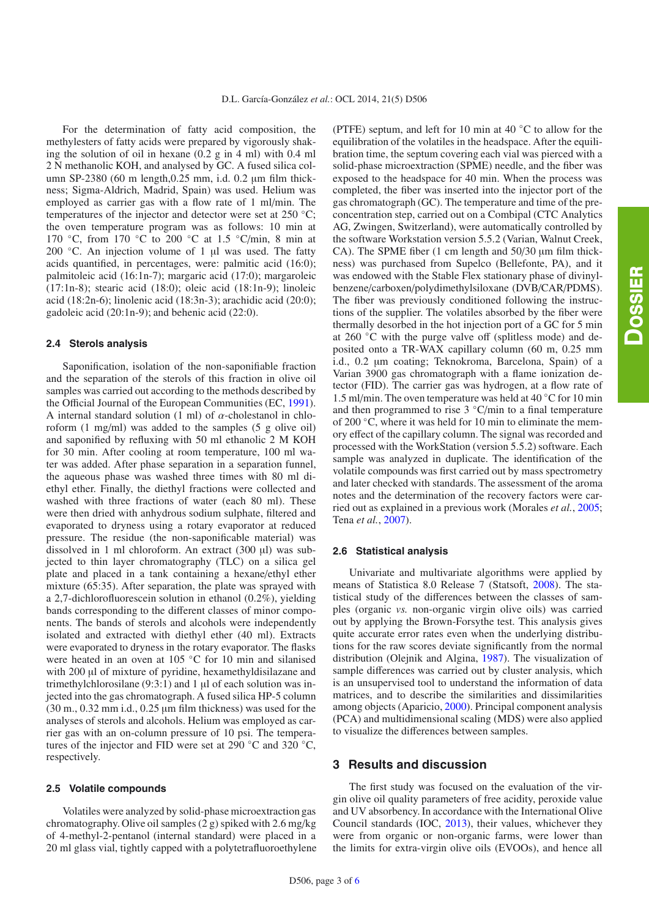For the determination of fatty acid composition, the methylesters of fatty acids were prepared by vigorously shaking the solution of oil in hexane (0.2 g in 4 ml) with 0.4 ml 2 N methanolic KOH, and analysed by GC. A fused silica column SP-2380 (60 m length,0.25 mm, i.d. 0.2 µm film thickness; Sigma-Aldrich, Madrid, Spain) was used. Helium was employed as carrier gas with a flow rate of 1 ml/min. The temperatures of the injector and detector were set at 250 °C; the oven temperature program was as follows: 10 min at 170 °C, from 170 °C to 200 °C at 1.5 °C/min, 8 min at 200 °C. An injection volume of 1 µl was used. The fatty acids quantified, in percentages, were: palmitic acid (16:0); palmitoleic acid (16:1n-7); margaric acid (17:0); margaroleic (17:1n-8); stearic acid (18:0); oleic acid (18:1n-9); linoleic acid (18:2n-6); linolenic acid (18:3n-3); arachidic acid (20:0); gadoleic acid (20:1n-9); and behenic acid (22:0).

### 2.4 Sterols analysis

Saponification, isolation of the non-saponifiable fraction and the separation of the sterols of this fraction in olive oil samples was carried out according to the methods described by the Official Journal of the European Communities (EC, 1991). A internal standard solution (1 ml) of $\alpha$-cholestanol in chloroform (1 mg/ml) was added to the samples (5 g olive oil) and saponified by refluxing with 50 ml ethanolic 2 M KOH for 30 min. After cooling at room temperature, 100 ml water was added. After phase separation in a separation funnel, the aqueous phase was washed three times with 80 ml diethyl ether. Finally, the diethyl fractions were collected and washed with three fractions of water (each 80 ml). These were then dried with anhydrous sodium sulphate, filtered and evaporated to dryness using a rotary evaporator at reduced pressure. The residue (the non-saponificable material) was dissolved in 1 ml chloroform. An extract (300 µl) was subjected to thin layer chromatography (TLC) on a silica gel plate and placed in a tank containing a hexane/ethyl ether mixture (65:35). After separation, the plate was sprayed with a 2,7-dichlorofluorescein solution in ethanol (0.2%), yielding bands corresponding to the different classes of minor components. The bands of sterols and alcohols were independently isolated and extracted with diethyl ether (40 ml). Extracts were evaporated to dryness in the rotary evaporator. The flasks were heated in an oven at 105 °C for 10 min and silanised with 200 µl of mixture of pyridine, hexamethyldisilazane and trimethylchlorosilane (9:3:1) and 1 µl of each solution was injected into the gas chromatograph. A fused silica HP-5 column (30 m., 0.32 mm i.d., 0.25 µm film thickness) was used for the analyses of sterols and alcohols. Helium was employed as carrier gas with an on-column pressure of 10 psi. The temperatures of the injector and FID were set at 290 °C and 320 °C, respectively.

### 2.5 Volatile compounds

Volatiles were analyzed by solid-phase microextraction gas chromatography. Olive oil samples (2 g) spiked with 2.6 mg/kg of 4-methyl-2-pentanol (internal standard) were placed in a 20 ml glass vial, tightly capped with a polytetrafluoroethylene (PTFE) septum, and left for 10 min at 40 °C to allow for the equilibration of the volatiles in the headspace. After the equilibration time, the septum covering each vial was pierced with a solid-phase microextraction (SPME) needle, and the fiber was exposed to the headspace for 40 min. When the process was completed, the fiber was inserted into the injector port of the gas chromatograph (GC). The temperature and time of the preconcentration step, carried out on a Combipal (CTC Analytics AG, Zwingen, Switzerland), were automatically controlled by the software Workstation version 5.5.2 (Varian, Walnut Creek, CA). The SPME fiber (1 cm length and 50/30 µm film thickness) was purchased from Supelco (Bellefonte, PA), and it was endowed with the Stable Flex stationary phase of divinylbenzene/carboxen/polydimethylsiloxane (DVB/CAR/PDMS). The fiber was previously conditioned following the instructions of the supplier. The volatiles absorbed by the fiber were thermally desorbed in the hot injection port of a GC for 5 min at 260 °C with the purge valve off (splitless mode) and deposited onto a TR-WAX capillary column (60 m, 0.25 mm i.d., 0.2 µm coating; Teknokroma, Barcelona, Spain) of a Varian 3900 gas chromatograph with a flame ionization detector (FID). The carrier gas was hydrogen, at a flow rate of 1.5 ml/min. The oven temperature was held at 40 °C for 10 min and then programmed to rise 3 °C/min to a final temperature of 200 °C, where it was held for 10 min to eliminate the memory effect of the capillary column. The signal was recorded and processed with the WorkStation (version 5.5.2) software. Each sample was analyzed in duplicate. The identification of the volatile compounds was first carried out by mass spectrometry and later checked with standards. The assessment of the aroma notes and the determination of the recovery factors were carried out as explained in a previous work (Morales *et al.*, 2005; Tena *et al.*, 2007).

### 2.6 Statistical analysis

Univariate and multivariate algorithms were applied by means of Statistica 8.0 Release 7 (Statsoft, 2008). The statistical study of the differences between the classes of samples (organic *vs.* non-organic virgin olive oils) was carried out by applying the Brown-Forsythe test. This analysis gives quite accurate error rates even when the underlying distributions for the raw scores deviate significantly from the normal distribution (Olejnik and Algina, 1987). The visualization of sample differences was carried out by cluster analysis, which is an unsupervised tool to understand the information of data matrices, and to describe the similarities and dissimilarities among objects (Aparicio, 2000). Principal component analysis (PCA) and multidimensional scaling (MDS) were also applied to visualize the differences between samples.

## 3 Results and discussion

The first study was focused on the evaluation of the virgin olive oil quality parameters of free acidity, peroxide value and UV absorbency. In accordance with the International Olive Council standards (IOC, 2013), their values, whichever they were from organic or non-organic farms, were lower than the limits for extra-virgin olive oils (EVOOs), and hence all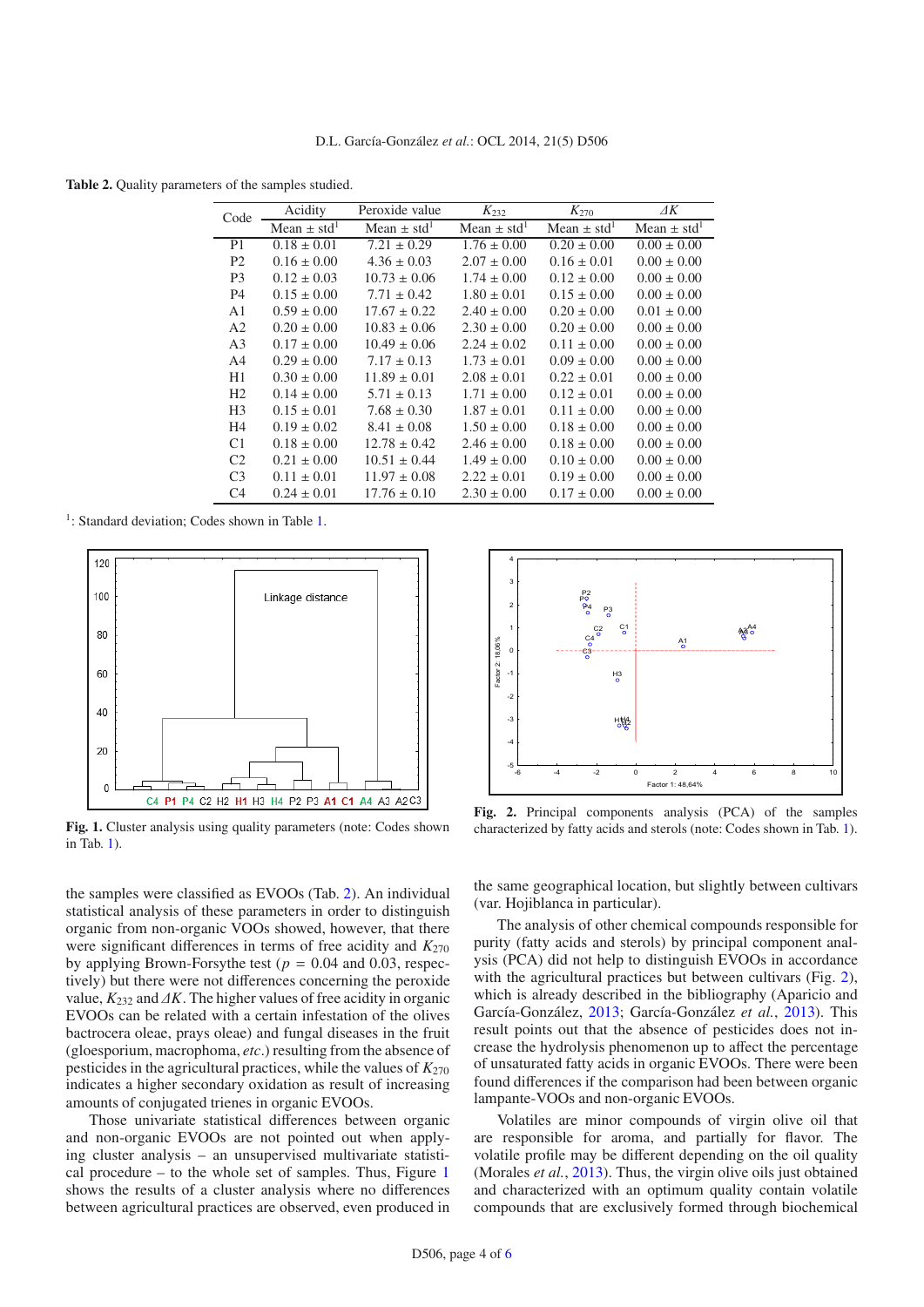**Table 2.** Quality parameters of the samples studied.

| Code | Acidity | Peroxide value | $K_{232}$ | $K_{270}$ | $\Delta K$ |
|---|---|---|---|---|---|
| | Mean ± std[1] | Mean ± std[1] | Mean ± std[1] | Mean ± std[1] | Mean ± std[1] |
| P1 | 0.18 ± 0.01 | 7.21 ± 0.29 | 1.76 ± 0.00 | 0.20 ± 0.00 | 0.00 ± 0.00 |
| P2 | 0.16 ± 0.00 | 4.36 ± 0.03 | 2.07 ± 0.00 | 0.16 ± 0.01 | 0.00 ± 0.00 |
| P3 | 0.12 ± 0.03 | 10.73 ± 0.06 | 1.74 ± 0.00 | 0.12 ± 0.00 | 0.00 ± 0.00 |
| P4 | 0.15 ± 0.00 | 7.71 ± 0.42 | 1.80 ± 0.01 | 0.15 ± 0.00 | 0.00 ± 0.00 |
| A1 | 0.59 ± 0.00 | 17.67 ± 0.22 | 2.40 ± 0.00 | 0.20 ± 0.00 | 0.01 ± 0.00 |
| A2 | 0.20 ± 0.00 | 10.83 ± 0.06 | 2.30 ± 0.00 | 0.20 ± 0.00 | 0.00 ± 0.00 |
| A3 | 0.17 ± 0.00 | 10.49 ± 0.06 | 2.24 ± 0.02 | 0.11 ± 0.00 | 0.00 ± 0.00 |
| A4 | 0.29 ± 0.00 | 7.17 ± 0.13 | 1.73 ± 0.01 | 0.09 ± 0.00 | 0.00 ± 0.00 |
| H1 | 0.30 ± 0.00 | 11.89 ± 0.01 | 2.08 ± 0.01 | 0.22 ± 0.01 | 0.00 ± 0.00 |
| H2 | 0.14 ± 0.00 | 5.71 ± 0.13 | 1.71 ± 0.00 | 0.12 ± 0.01 | 0.00 ± 0.00 |
| H3 | 0.15 ± 0.01 | 7.68 ± 0.30 | 1.87 ± 0.01 | 0.11 ± 0.00 | 0.00 ± 0.00 |
| H4 | 0.19 ± 0.02 | 8.41 ± 0.08 | 1.50 ± 0.00 | 0.18 ± 0.00 | 0.00 ± 0.00 |
| C1 | 0.18 ± 0.00 | 12.78 ± 0.42 | 2.46 ± 0.00 | 0.18 ± 0.00 | 0.00 ± 0.00 |
| C2 | 0.21 ± 0.00 | 10.51 ± 0.44 | 1.49 ± 0.00 | 0.10 ± 0.00 | 0.00 ± 0.00 |
| C3 | 0.11 ± 0.01 | 11.97 ± 0.08 | 2.22 ± 0.01 | 0.19 ± 0.00 | 0.00 ± 0.00 |
| C4 | 0.24 ± 0.01 | 17.76 ± 0.10 | 2.30 ± 0.00 | 0.17 ± 0.00 | 0.00 ± 0.00 |

[1]: Standard deviation; Codes shown in Table 1.

**Fig. 1.** Cluster analysis using quality parameters (note: Codes shown in Tab. 1).

**Fig. 2.** Principal components analysis (PCA) of the samples characterized by fatty acids and sterols (note: Codes shown in Tab. 1).

the samples were classified as EVOOs (Tab. 2). An individual statistical analysis of these parameters in order to distinguish organic from non-organic VOOs showed, however, that there were significant differences in terms of free acidity and $K_{270}$ by applying Brown-Forsythe test ($p = 0.04$ and 0.03, respectively) but there were not differences concerning the peroxide value, $K_{232}$ and $\Delta K$. The higher values of free acidity in organic EVOOs can be related with a certain infestation of the olives bactrocera oleae, prays oleae) and fungal diseases in the fruit (gloesporium, macrophoma, *etc.*) resulting from the absence of pesticides in the agricultural practices, while the values of $K_{270}$ indicates a higher secondary oxidation as result of increasing amounts of conjugated trienes in organic EVOOs.

Those univariate statistical differences between organic and non-organic EVOOs are not pointed out when applying cluster analysis – an unsupervised multivariate statistical procedure – to the whole set of samples. Thus, Figure 1 shows the results of a cluster analysis where no differences between agricultural practices are observed, even produced in the same geographical location, but slightly between cultivars (var. Hojiblanca in particular).

The analysis of other chemical compounds responsible for purity (fatty acids and sterols) by principal component analysis (PCA) did not help to distinguish EVOOs in accordance with the agricultural practices but between cultivars (Fig. 2), which is already described in the bibliography (Aparicio and García-González, 2013; García-González *et al.*, 2013). This result points out that the absence of pesticides does not increase the hydrolysis phenomenon up to affect the percentage of unsaturated fatty acids in organic EVOOs. There were been found differences if the comparison had been between organic lampante-VOOs and non-organic EVOOs.

Volatiles are minor compounds of virgin olive oil that are responsible for aroma, and partially for flavor. The volatile profile may be different depending on the oil quality (Morales *et al.*, 2013). Thus, the virgin olive oils just obtained and characterized with an optimum quality contain volatile compounds that are exclusively formed through biochemical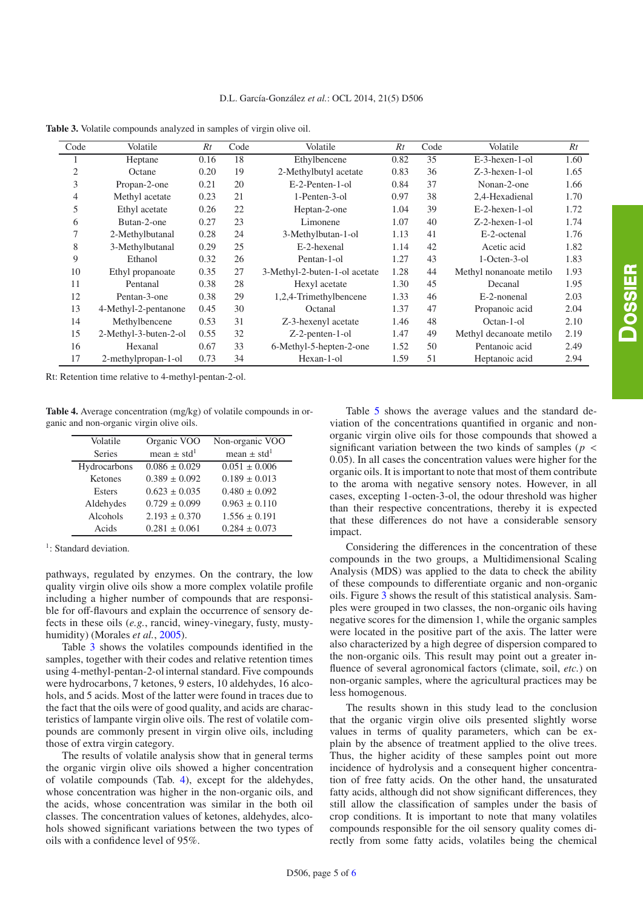**Table 3.** Volatile compounds analyzed in samples of virgin olive oil.

| Code | Volatile | Rt | Code | Volatile | Rt | Code | Volatile | Rt |
|---|---|---|---|---|---|---|---|---|
| 1 | Heptane | 0.16 | 18 | Ethylbencene | 0.82 | 35 | E-3-hexen-1-ol | 1.60 |
| 2 | Octane | 0.20 | 19 | 2-Methylbutyl acetate | 0.83 | 36 | Z-3-hexen-1-ol | 1.65 |
| 3 | Propan-2-one | 0.21 | 20 | E-2-Penten-1-ol | 0.84 | 37 | Nonan-2-one | 1.66 |
| 4 | Methyl acetate | 0.23 | 21 | 1-Penten-3-ol | 0.97 | 38 | 2,4-Hexadienal | 1.70 |
| 5 | Ethyl acetate | 0.26 | 22 | Heptan-2-one | 1.04 | 39 | E-2-hexen-1-ol | 1.72 |
| 6 | Butan-2-one | 0.27 | 23 | Limonene | 1.07 | 40 | Z-2-hexen-1-ol | 1.74 |
| 7 | 2-Methylbutanal | 0.28 | 24 | 3-Methylbutan-1-ol | 1.13 | 41 | E-2-octenal | 1.76 |
| 8 | 3-Methylbutanal | 0.29 | 25 | E-2-hexenal | 1.14 | 42 | Acetic acid | 1.82 |
| 9 | Ethanol | 0.32 | 26 | Pentan-1-ol | 1.27 | 43 | 1-Octen-3-ol | 1.83 |
| 10 | Ethyl propanoate | 0.35 | 27 | 3-Methyl-2-buten-1-ol acetate | 1.28 | 44 | Methyl nonanoate metilo | 1.93 |
| 11 | Pentanal | 0.38 | 28 | Hexyl acetate | 1.30 | 45 | Decanal | 1.95 |
| 12 | Pentan-3-one | 0.38 | 29 | 1,2,4-Trimethylbencene | 1.33 | 46 | E-2-nonenal | 2.03 |
| 13 | 4-Methyl-2-pentanone | 0.45 | 30 | Octanal | 1.37 | 47 | Propanoic acid | 2.04 |
| 14 | Methylbencene | 0.53 | 31 | Z-3-hexenyl acetate | 1.46 | 48 | Octan-1-ol | 2.10 |
| 15 | 2-Methyl-3-buten-2-ol | 0.55 | 32 | Z-2-penten-1-ol | 1.47 | 49 | Methyl decanoate metilo | 2.19 |
| 16 | Hexanal | 0.67 | 33 | 6-Methyl-5-hepten-2-one | 1.52 | 50 | Pentanoic acid | 2.49 |
| 17 | 2-methylpropan-1-ol | 0.73 | 34 | Hexan-1-ol | 1.59 | 51 | Heptanoic acid | 2.94 |

Rt: Retention time relative to 4-methyl-pentan-2-ol.

**Table 4.** Average concentration (mg/kg) of volatile compounds in organic and non-organic virgin olive oils.

| Volatile Series | Organic VOO mean ± std[1] | Non-organic VOO mean ± std[1] |
|---|---|---|
| Hydrocarbons | 0.086 ± 0.029 | 0.051 ± 0.006 |
| Ketones | 0.389 ± 0.092 | 0.189 ± 0.013 |
| Esters | 0.623 ± 0.035 | 0.480 ± 0.092 |
| Aldehydes | 0.729 ± 0.099 | 0.963 ± 0.110 |
| Alcohols | 2.193 ± 0.370 | 1.556 ± 0.191 |
| Acids | 0.281 ± 0.061 | 0.284 ± 0.073 |

[1]: Standard deviation.

pathways, regulated by enzymes. On the contrary, the low quality virgin olive oils show a more complex volatile profile including a higher number of compounds that are responsible for off-flavours and explain the occurrence of sensory defects in these oils (*e.g.*, rancid, winey-vinegary, fusty, musty-humidity) (Morales *et al.*, 2005).

Table 3 shows the volatiles compounds identified in the samples, together with their codes and relative retention times using 4-methyl-pentan-2-ol internal standard. Five compounds were hydrocarbons, 7 ketones, 9 esters, 10 aldehydes, 16 alcohols, and 5 acids. Most of the latter were found in traces due to the fact that the oils were of good quality, and acids are characteristics of lampante virgin olive oils. The rest of volatile compounds are commonly present in virgin olive oils, including those of extra virgin category.

The results of volatile analysis show that in general terms the organic virgin olive oils showed a higher concentration of volatile compounds (Tab. 4), except for the aldehydes, whose concentration was higher in the non-organic oils, and the acids, whose concentration was similar in the both oil classes. The concentration values of ketones, aldehydes, alcohols showed significant variations between the two types of oils with a confidence level of 95%.

Table 5 shows the average values and the standard deviation of the concentrations quantified in organic and non-organic virgin olive oils for those compounds that showed a significant variation between the two kinds of samples ($p < 0.05$). In all cases the concentration values were higher for the organic oils. It is important to note that most of them contribute to the aroma with negative sensory notes. However, in all cases, excepting 1-octen-3-ol, the odour threshold was higher than their respective concentrations, thereby it is expected that these differences do not have a considerable sensory impact.

Considering the differences in the concentration of these compounds in the two groups, a Multidimensional Scaling Analysis (MDS) was applied to the data to check the ability of these compounds to differentiate organic and non-organic oils. Figure 3 shows the result of this statistical analysis. Samples were grouped in two classes, the non-organic oils having negative scores for the dimension 1, while the organic samples were located in the positive part of the axis. The latter were also characterized by a high degree of dispersion compared to the non-organic oils. This result may point out a greater influence of several agronomical factors (climate, soil, *etc.*) on non-organic samples, where the agricultural practices may be less homogenous.

The results shown in this study lead to the conclusion that the organic virgin olive oils presented slightly worse values in terms of quality parameters, which can be explain by the absence of treatment applied to the olive trees. Thus, the higher acidity of these samples point out more incidence of hydrolysis and a consequent higher concentration of free fatty acids. On the other hand, the unsaturated fatty acids, although did not show significant differences, they still allow the classification of samples under the basis of crop conditions. It is important to note that many volatiles compounds responsible for the oil sensory quality comes directly from some fatty acids, volatiles being the chemical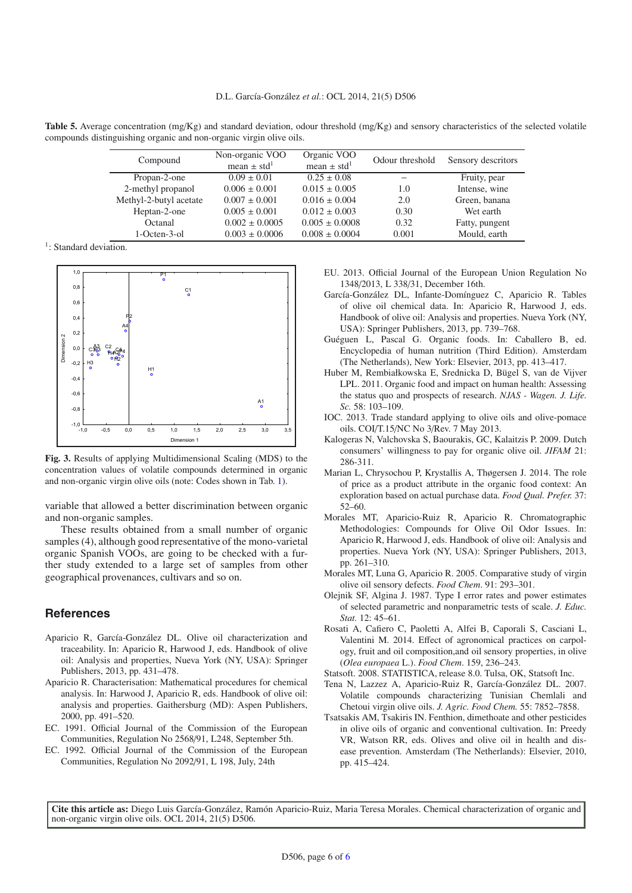**Table 5.** Average concentration (mg/Kg) and standard deviation, odour threshold (mg/Kg) and sensory characteristics of the selected volatile compounds distinguishing organic and non-organic virgin olive oils.

| Compound | Non-organic VOO mean ± std[1] | Organic VOO mean ± std[1] | Odour threshold | Sensory descritors |
|---|---|---|---|---|
| Propan-2-one | 0.09 ± 0.01 | 0.25 ± 0.08 | – | Fruity, pear |
| 2-methyl propanol | 0.006 ± 0.001 | 0.015 ± 0.005 | 1.0 | Intense, wine |
| Methyl-2-butyl acetate | 0.007 ± 0.001 | 0.016 ± 0.004 | 2.0 | Green, banana |
| Heptan-2-one | 0.005 ± 0.001 | 0.012 ± 0.003 | 0.30 | Wet earth |
| Octanal | 0.002 ± 0.0005 | 0.005 ± 0.0008 | 0.32 | Fatty, pungent |
| 1-Octen-3-ol | 0.003 ± 0.0006 | 0.008 ± 0.0004 | 0.001 | Mould, earth |

[1]: Standard deviation.

Dimension 2
Dimension 1
1,0
0,8
0,6
0,4
0,2
0,0
-0,2
-0,4
-0,6
-0,8
-1,0
-1,0
-0,5
0,0
0,5
1,0
1,5
2,0
2,5
3,0
3,5
P1
C1
P2
A4
A3
C3
C2
H4
C4
P4
P3
R2
H3
H1
A1

**Fig. 3.** Results of applying Multidimensional Scaling (MDS) to the concentration values of volatile compounds determined in organic and non-organic virgin olive oils (note: Codes shown in Tab. 1).

variable that allowed a better discrimination between organic and non-organic samples.

These results obtained from a small number of organic samples (4), although good representative of the mono-varietal organic Spanish VOOs, are going to be checked with a further study extended to a large set of samples from other geographical provenances, cultivars and so on.

## References

Aparicio R, García-González DL. Olive oil characterization and traceability. In: Aparicio R, Harwood J, eds. Handbook of olive oil: Analysis and properties, Nueva York (NY, USA): Springer Publishers, 2013, pp. 431–478.

Aparicio R. Characterisation: Mathematical procedures for chemical analysis. In: Harwood J, Aparicio R, eds. Handbook of olive oil: Analysis and properties. Gaithersburg (MD): Aspen Publishers, 2000, pp. 491–520.

EC. 1991. Official Journal of the Commission of the European Communities, Regulation No 2568/91, L248, September 5th.

EC. 1992. Official Journal of the Commission of the European Communities, Regulation No 2092/91, L 198, July, 24th

EU. 2013. Official Journal of the European Union Regulation No 1348/2013, L 338/31, December 16th.

García-González DL, Infante-Domínguez C, Aparicio R. Tables of olive oil chemical data. In: Aparicio R, Harwood J, eds. Handbook of olive oil: Analysis and properties. Nueva York (NY, USA): Springer Publishers, 2013, pp. 739–768.

Guéguen L, Pascal G. Organic foods. In: Caballero B, ed. Encyclopedia of human nutrition (Third Edition). Amsterdam (The Netherlands), New York: Elsevier, 2013, pp. 413–417.

Huber M, Rembiałkowska E, Srednicka D, Bügel S, van de Vijver LPL. 2011. Organic food and impact on human health: Assessing the status quo and prospects of research. *NJAS - Wagen. J. Life. Sc.* 58: 103–109.

IOC. 2013. Trade standard applying to olive oils and olive-pomace oils. COI/T.15/NC No 3/Rev. 7 May 2013.

Kalogeras N, Valchovska S, Baourakis, GC, Kalaitzis P. 2009. Dutch consumers' willingness to pay for organic olive oil. *JIFAM* 21: 286-311.

Marian L, Chrysochou P, Krystallis A, Thøgersen J. 2014. The role of price as a product attribute in the organic food context: An exploration based on actual purchase data. *Food Qual. Prefer.* 37: 52–60.

Morales MT, Aparicio-Ruiz R, Aparicio R. Chromatographic Methodologies: Compounds for Olive Oil Odor Issues. In: Aparicio R, Harwood J, eds. Handbook of olive oil: Analysis and properties. Nueva York (NY, USA): Springer Publishers, 2013, pp. 261–310.

Morales MT, Luna G, Aparicio R. 2005. Comparative study of virgin olive oil sensory defects. *Food Chem*. 91: 293–301.

Olejnik SF, Algina J. 1987. Type I error rates and power estimates of selected parametric and nonparametric tests of scale. *J. Educ. Stat.* 12: 45–61.

Rosati A, Cafiero C, Paoletti A, Alfei B, Caporali S, Casciani L, Valentini M. 2014. Effect of agronomical practices on carpology, fruit and oil composition,and oil sensory properties, in olive (*Olea europaea* L.). *Food Chem*. 159, 236–243.

Statsoft. 2008. STATISTICA, release 8.0. Tulsa, OK, Statsoft Inc.

Tena N, Lazzez A, Aparicio-Ruiz R, García-González DL. 2007. Volatile compounds characterizing Tunisian Chemlali and Chetoui virgin olive oils. *J. Agric. Food Chem.* 55: 7852–7858.

Tsatsakis AM, Tsakiris IN. Fenthion, dimethoate and other pesticides in olive oils of organic and conventional cultivation. In: Preedy VR, Watson RR, eds. Olives and olive oil in health and disease prevention. Amsterdam (The Netherlands): Elsevier, 2010, pp. 415–424.

**Cite this article as:** Diego Luis García-González, Ramón Aparicio-Ruiz, Maria Teresa Morales. Chemical characterization of organic and non-organic virgin olive oils. OCL 2014, 21(5) D506.